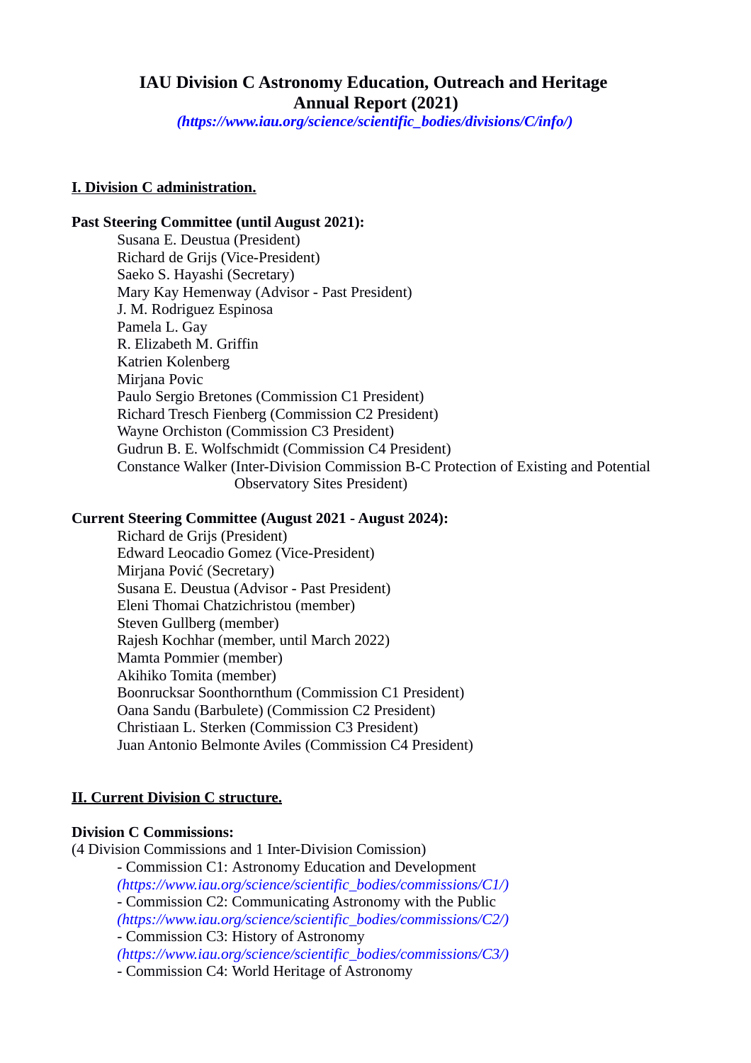# IAU Division C Astronomy Education, Outreach and Heritage
# Annual Report (2021)

*(https://www.iau.org/science/scientific_bodies/divisions/C/info/)*

## I. Division C administration.

**Past Steering Committee (until August 2021):**

Susana E. Deustua (President)
Richard de Grijs (Vice-President)
Saeko S. Hayashi (Secretary)
Mary Kay Hemenway (Advisor - Past President)
J. M. Rodriguez Espinosa
Pamela L. Gay
R. Elizabeth M. Griffin
Katrien Kolenberg
Mirjana Povic
Paulo Sergio Bretones (Commission C1 President)
Richard Tresch Fienberg (Commission C2 President)
Wayne Orchiston (Commission C3 President)
Gudrun B. E. Wolfschmidt (Commission C4 President)
Constance Walker (Inter-Division Commission B-C Protection of Existing and Potential Observatory Sites President)

**Current Steering Committee (August 2021 - August 2024):**

Richard de Grijs (President)
Edward Leocadio Gomez (Vice-President)
Mirjana Pović (Secretary)
Susana E. Deustua (Advisor - Past President)
Eleni Thomai Chatzichristou (member)
Steven Gullberg (member)
Rajesh Kochhar (member, until March 2022)
Mamta Pommier (member)
Akihiko Tomita (member)
Boonrucksar Soonthornthum (Commission C1 President)
Oana Sandu (Barbulete) (Commission C2 President)
Christiaan L. Sterken (Commission C3 President)
Juan Antonio Belmonte Aviles (Commission C4 President)

## II. Current Division C structure.

**Division C Commissions:**

(4 Division Commissions and 1 Inter-Division Comission)

- Commission C1: Astronomy Education and Development
  *(https://www.iau.org/science/scientific_bodies/commissions/C1/)*
- Commission C2: Communicating Astronomy with the Public
  *(https://www.iau.org/science/scientific_bodies/commissions/C2/)*
- Commission C3: History of Astronomy
  *(https://www.iau.org/science/scientific_bodies/commissions/C3/)*
- Commission C4: World Heritage of Astronomy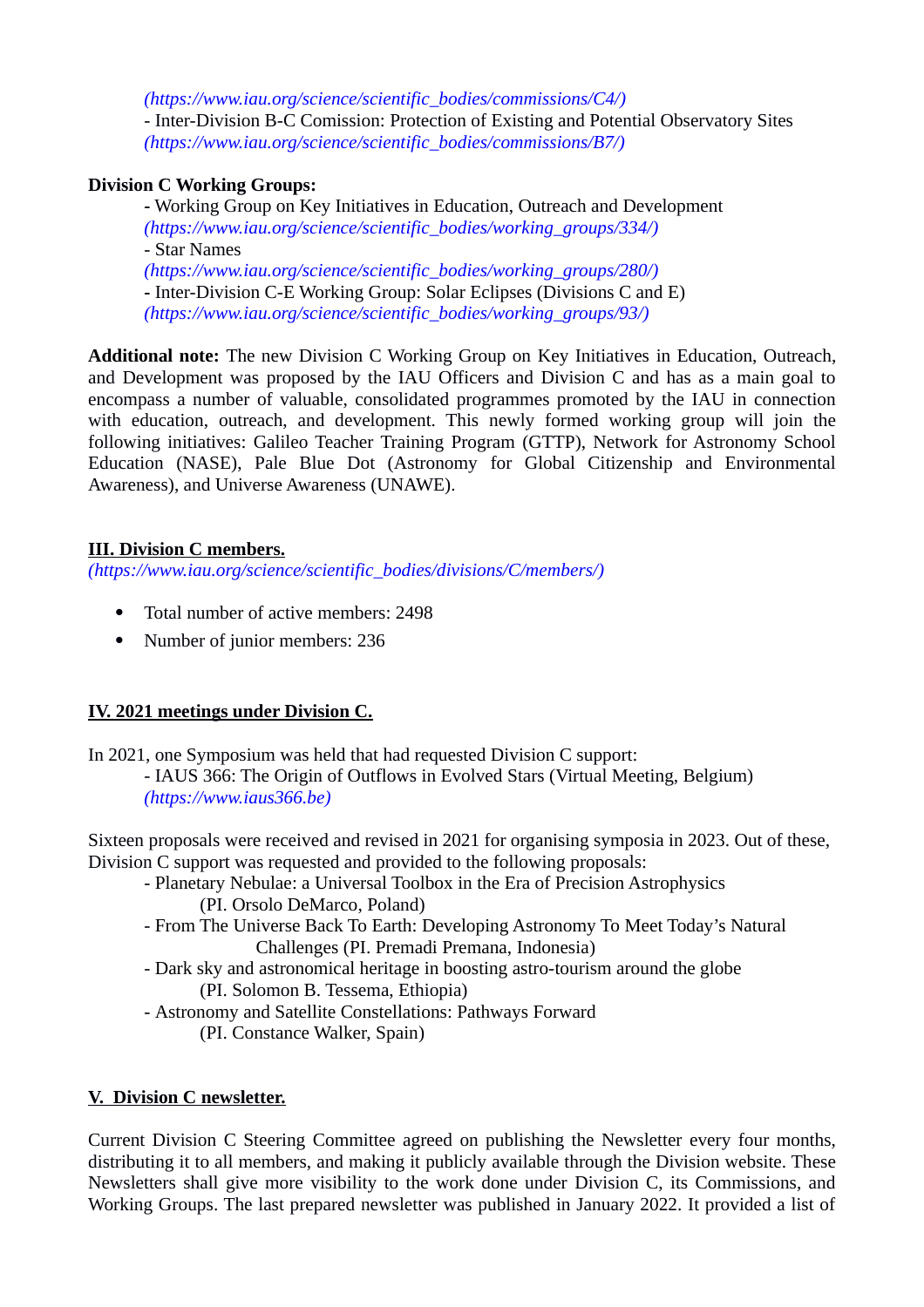*(https://www.iau.org/science/scientific_bodies/commissions/C4/)*
- Inter-Division B-C Comission: Protection of Existing and Potential Observatory Sites
*(https://www.iau.org/science/scientific_bodies/commissions/B7/)*

**Division C Working Groups:**

- Working Group on Key Initiatives in Education, Outreach and Development
*(https://www.iau.org/science/scientific_bodies/working_groups/334/)*
- Star Names
*(https://www.iau.org/science/scientific_bodies/working_groups/280/)*
- Inter-Division C-E Working Group: Solar Eclipses (Divisions C and E)
*(https://www.iau.org/science/scientific_bodies/working_groups/93/)*

**Additional note:** The new Division C Working Group on Key Initiatives in Education, Outreach, and Development was proposed by the IAU Officers and Division C and has as a main goal to encompass a number of valuable, consolidated programmes promoted by the IAU in connection with education, outreach, and development. This newly formed working group will join the following initiatives: Galileo Teacher Training Program (GTTP), Network for Astronomy School Education (NASE), Pale Blue Dot (Astronomy for Global Citizenship and Environmental Awareness), and Universe Awareness (UNAWE).

## III. Division C members.

*(https://www.iau.org/science/scientific_bodies/divisions/C/members/)*

- Total number of active members: 2498
- Number of junior members: 236

## IV. 2021 meetings under Division C.

In 2021, one Symposium was held that had requested Division C support:

- IAUS 366: The Origin of Outflows in Evolved Stars (Virtual Meeting, Belgium)
*(https://www.iaus366.be)*

Sixteen proposals were received and revised in 2021 for organising symposia in 2023. Out of these, Division C support was requested and provided to the following proposals:

- Planetary Nebulae: a Universal Toolbox in the Era of Precision Astrophysics
(PI. Orsolo DeMarco, Poland)
- From The Universe Back To Earth: Developing Astronomy To Meet Today's Natural Challenges (PI. Premadi Premana, Indonesia)
- Dark sky and astronomical heritage in boosting astro-tourism around the globe
(PI. Solomon B. Tessema, Ethiopia)
- Astronomy and Satellite Constellations: Pathways Forward
(PI. Constance Walker, Spain)

## V. Division C newsletter.

Current Division C Steering Committee agreed on publishing the Newsletter every four months, distributing it to all members, and making it publicly available through the Division website. These Newsletters shall give more visibility to the work done under Division C, its Commissions, and Working Groups. The last prepared newsletter was published in January 2022. It provided a list of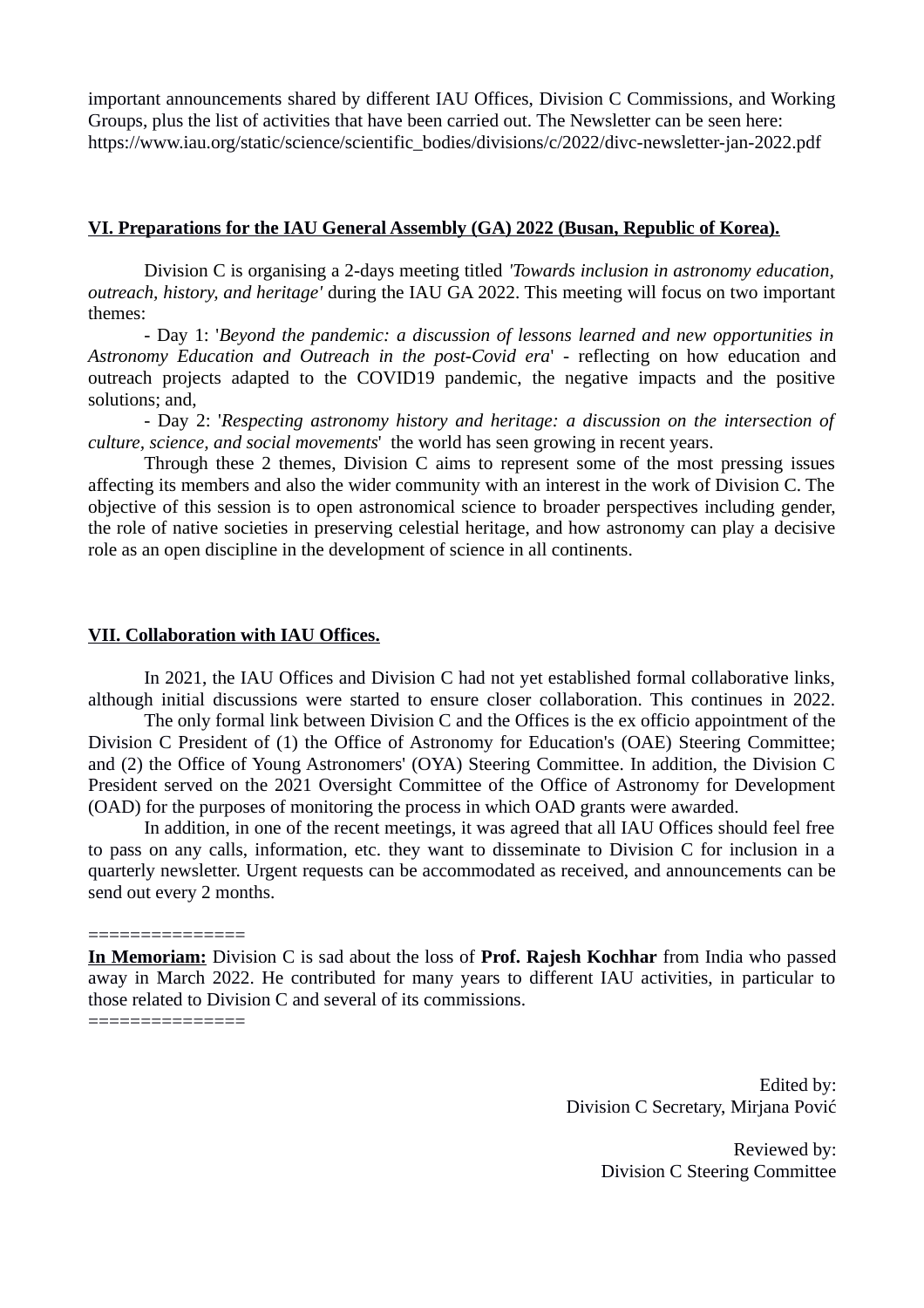important announcements shared by different IAU Offices, Division C Commissions, and Working Groups, plus the list of activities that have been carried out. The Newsletter can be seen here: https://www.iau.org/static/science/scientific_bodies/divisions/c/2022/divc-newsletter-jan-2022.pdf

## VI. Preparations for the IAU General Assembly (GA) 2022 (Busan, Republic of Korea).

Division C is organising a 2-days meeting titled *'Towards inclusion in astronomy education, outreach, history, and heritage'* during the IAU GA 2022. This meeting will focus on two important themes:

- Day 1: '*Beyond the pandemic: a discussion of lessons learned and new opportunities in Astronomy Education and Outreach in the post-Covid era*' - reflecting on how education and outreach projects adapted to the COVID19 pandemic, the negative impacts and the positive solutions; and,
- Day 2: '*Respecting astronomy history and heritage: a discussion on the intersection of culture, science, and social movements*' the world has seen growing in recent years.

Through these 2 themes, Division C aims to represent some of the most pressing issues affecting its members and also the wider community with an interest in the work of Division C. The objective of this session is to open astronomical science to broader perspectives including gender, the role of native societies in preserving celestial heritage, and how astronomy can play a decisive role as an open discipline in the development of science in all continents.

## VII. Collaboration with IAU Offices.

In 2021, the IAU Offices and Division C had not yet established formal collaborative links, although initial discussions were started to ensure closer collaboration. This continues in 2022.

The only formal link between Division C and the Offices is the ex officio appointment of the Division C President of (1) the Office of Astronomy for Education's (OAE) Steering Committee; and (2) the Office of Young Astronomers' (OYA) Steering Committee. In addition, the Division C President served on the 2021 Oversight Committee of the Office of Astronomy for Development (OAD) for the purposes of monitoring the process in which OAD grants were awarded.

In addition, in one of the recent meetings, it was agreed that all IAU Offices should feel free to pass on any calls, information, etc. they want to disseminate to Division C for inclusion in a quarterly newsletter. Urgent requests can be accommodated as received, and announcements can be send out every 2 months.

===============

**In Memoriam:** Division C is sad about the loss of **Prof. Rajesh Kochhar** from India who passed away in March 2022. He contributed for many years to different IAU activities, in particular to those related to Division C and several of its commissions.

===============

Edited by:
Division C Secretary, Mirjana Pović

Reviewed by:
Division C Steering Committee